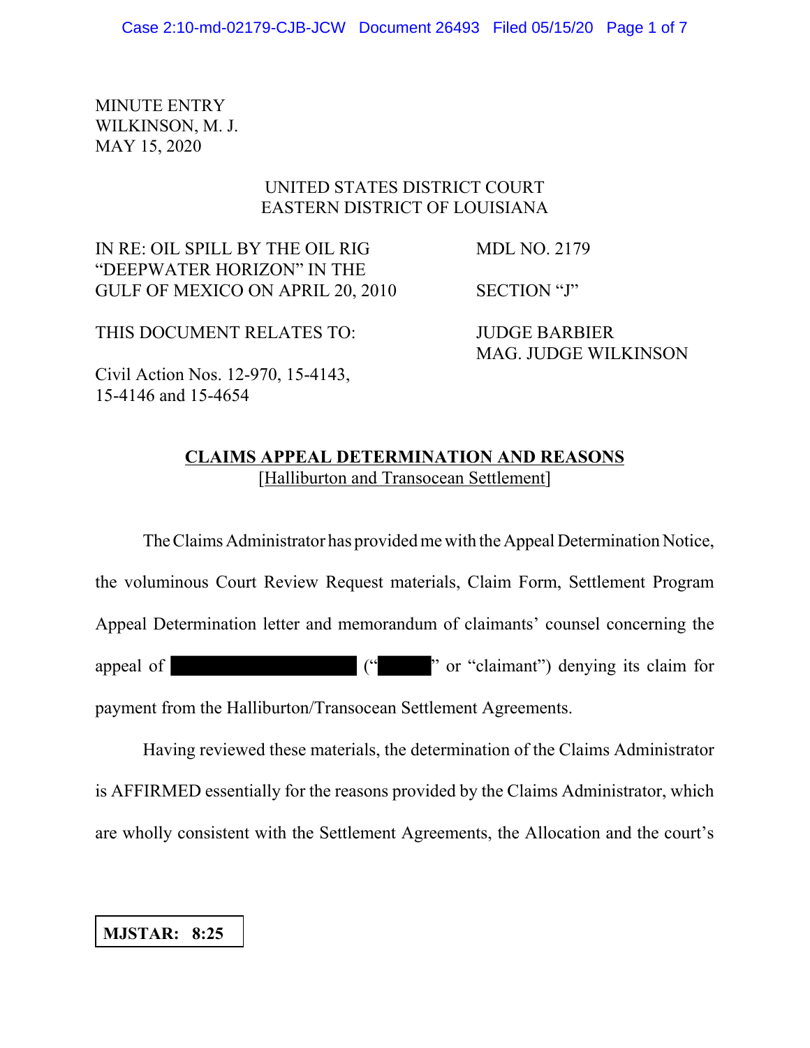MINUTE ENTRY
WILKINSON, M. J.
MAY 15, 2020

UNITED STATES DISTRICT COURT
EASTERN DISTRICT OF LOUISIANA

| | |
|---|---|
| IN RE: OIL SPILL BY THE OIL RIG "DEEPWATER HORIZON" IN THE GULF OF MEXICO ON APRIL 20, 2010 | MDL NO. 2179 |
| | SECTION "J" |
| THIS DOCUMENT RELATES TO: | JUDGE BARBIER<br>MAG. JUDGE WILKINSON |
| Civil Action Nos. 12-970, 15-4143, 15-4146 and 15-4654 | |

**CLAIMS APPEAL DETERMINATION AND REASONS**
[Halliburton and Transocean Settlement]

The Claims Administrator has provided me with the Appeal Determination Notice, the voluminous Court Review Request materials, Claim Form, Settlement Program Appeal Determination letter and memorandum of claimants' counsel concerning the appeal of ████████████ ("█████" or "claimant") denying its claim for payment from the Halliburton/Transocean Settlement Agreements.

Having reviewed these materials, the determination of the Claims Administrator is AFFIRMED essentially for the reasons provided by the Claims Administrator, which are wholly consistent with the Settlement Agreements, the Allocation and the court's

**MJSTAR: 8:25**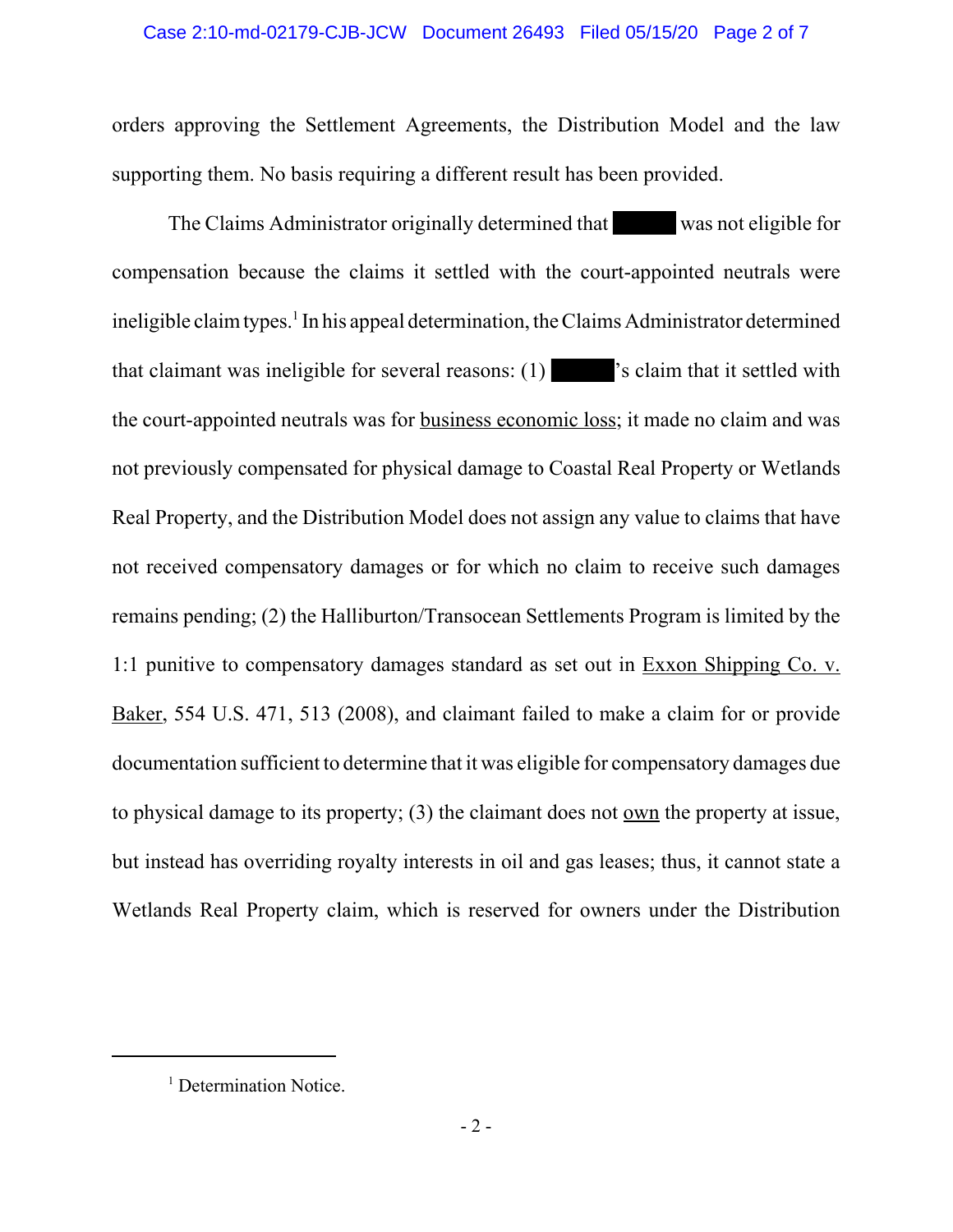orders approving the Settlement Agreements, the Distribution Model and the law supporting them. No basis requiring a different result has been provided.

The Claims Administrator originally determined that ████ was not eligible for compensation because the claims it settled with the court-appointed neutrals were ineligible claim types.[1] In his appeal determination, the Claims Administrator determined that claimant was ineligible for several reasons: (1) ████'s claim that it settled with the court-appointed neutrals was for business economic loss; it made no claim and was not previously compensated for physical damage to Coastal Real Property or Wetlands Real Property, and the Distribution Model does not assign any value to claims that have not received compensatory damages or for which no claim to receive such damages remains pending; (2) the Halliburton/Transocean Settlements Program is limited by the 1:1 punitive to compensatory damages standard as set out in Exxon Shipping Co. v. Baker, 554 U.S. 471, 513 (2008), and claimant failed to make a claim for or provide documentation sufficient to determine that it was eligible for compensatory damages due to physical damage to its property; (3) the claimant does not own the property at issue, but instead has overriding royalty interests in oil and gas leases; thus, it cannot state a Wetlands Real Property claim, which is reserved for owners under the Distribution

---

[1] Determination Notice.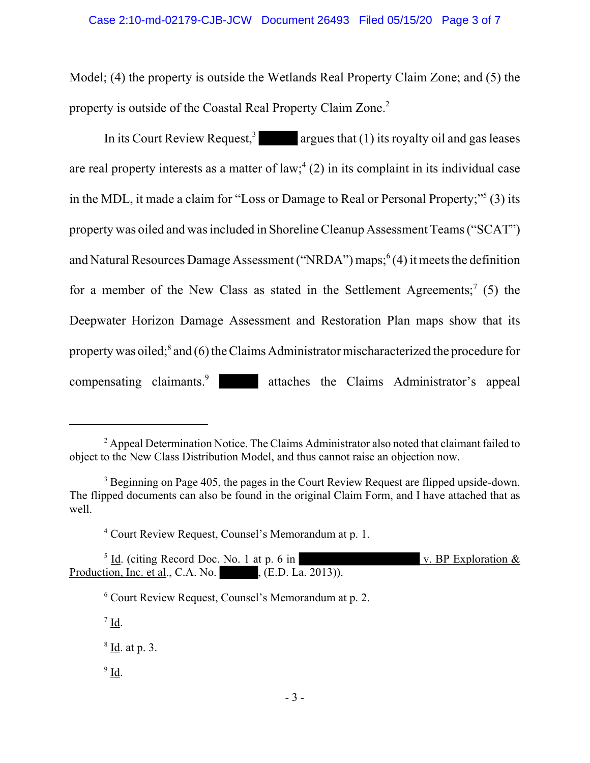Model; (4) the property is outside the Wetlands Real Property Claim Zone; and (5) the property is outside of the Coastal Real Property Claim Zone.[2]

In its Court Review Request,[3] ██████ argues that (1) its royalty oil and gas leases are real property interests as a matter of law;[4] (2) in its complaint in its individual case in the MDL, it made a claim for "Loss or Damage to Real or Personal Property;"[5] (3) its property was oiled and was included in Shoreline Cleanup Assessment Teams ("SCAT") and Natural Resources Damage Assessment ("NRDA") maps;[6] (4) it meets the definition for a member of the New Class as stated in the Settlement Agreements;[7] (5) the Deepwater Horizon Damage Assessment and Restoration Plan maps show that its property was oiled;[8] and (6) the Claims Administrator mischaracterized the procedure for compensating claimants.[9] ██████ attaches the Claims Administrator's appeal

---

[2] Appeal Determination Notice. The Claims Administrator also noted that claimant failed to object to the New Class Distribution Model, and thus cannot raise an objection now.

[3] Beginning on Page 405, the pages in the Court Review Request are flipped upside-down. The flipped documents can also be found in the original Claim Form, and I have attached that as well.

[4] Court Review Request, Counsel's Memorandum at p. 1.

[5] Id. (citing Record Doc. No. 1 at p. 6 in ████████████████ v. BP Exploration & Production, Inc. et al., C.A. No. ██████, (E.D. La. 2013)).

[6] Court Review Request, Counsel's Memorandum at p. 2.

[7] Id.

[8] Id. at p. 3.

[9] Id.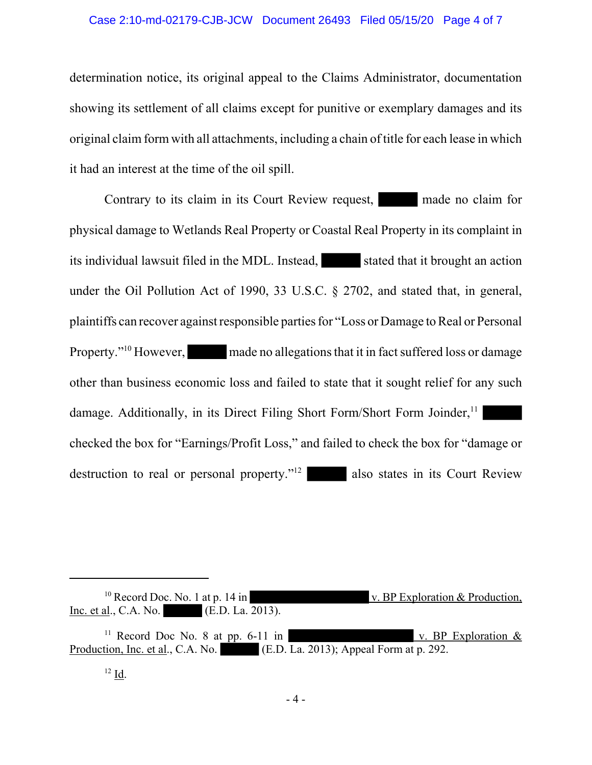determination notice, its original appeal to the Claims Administrator, documentation showing its settlement of all claims except for punitive or exemplary damages and its original claim form with all attachments, including a chain of title for each lease in which it had an interest at the time of the oil spill.

Contrary to its claim in its Court Review request, ██████ made no claim for physical damage to Wetlands Real Property or Coastal Real Property in its complaint in its individual lawsuit filed in the MDL. Instead, ██████ stated that it brought an action under the Oil Pollution Act of 1990, 33 U.S.C. § 2702, and stated that, in general, plaintiffs can recover against responsible parties for "Loss or Damage to Real or Personal Property."[10] However, ██████ made no allegations that it in fact suffered loss or damage other than business economic loss and failed to state that it sought relief for any such damage. Additionally, in its Direct Filing Short Form/Short Form Joinder,[11] ██████ checked the box for "Earnings/Profit Loss," and failed to check the box for "damage or destruction to real or personal property."[12] ██████ also states in its Court Review

---

[10] Record Doc. No. 1 at p. 14 in ██████████████ v. BP Exploration & Production, Inc. et al., C.A. No. ██████ (E.D. La. 2013).

[11] Record Doc No. 8 at pp. 6-11 in ██████████████ v. BP Exploration & Production, Inc. et al., C.A. No. ██████ (E.D. La. 2013); Appeal Form at p. 292.

[12] Id.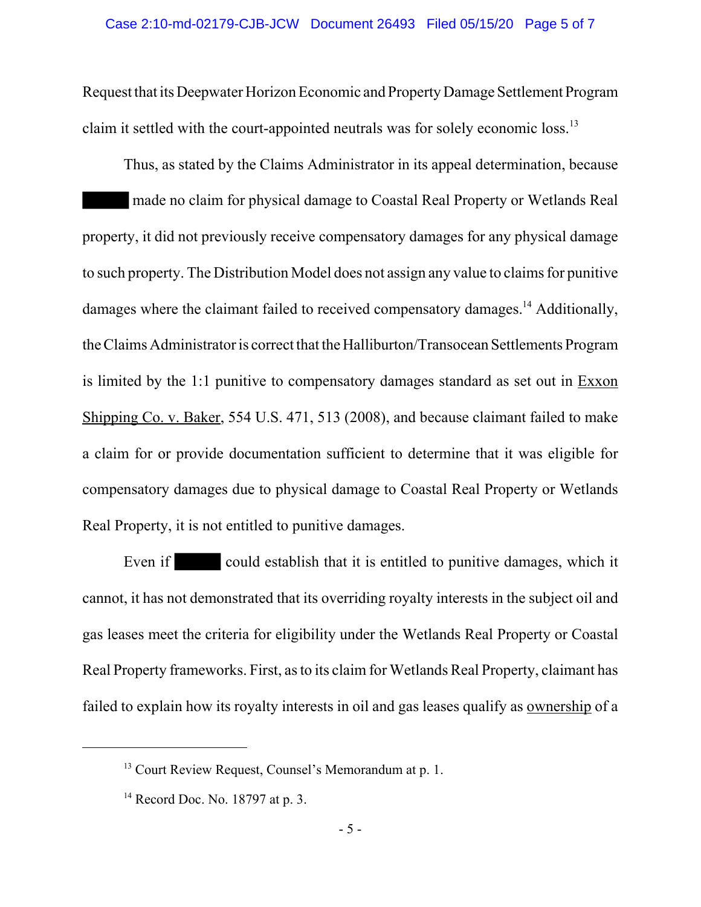Request that its Deepwater Horizon Economic and Property Damage Settlement Program claim it settled with the court-appointed neutrals was for solely economic loss.[13]

Thus, as stated by the Claims Administrator in its appeal determination, because ██████ made no claim for physical damage to Coastal Real Property or Wetlands Real property, it did not previously receive compensatory damages for any physical damage to such property. The Distribution Model does not assign any value to claims for punitive damages where the claimant failed to received compensatory damages.[14] Additionally, the Claims Administrator is correct that the Halliburton/Transocean Settlements Program is limited by the 1:1 punitive to compensatory damages standard as set out in <u>Exxon Shipping Co. v. Baker</u>, 554 U.S. 471, 513 (2008), and because claimant failed to make a claim for or provide documentation sufficient to determine that it was eligible for compensatory damages due to physical damage to Coastal Real Property or Wetlands Real Property, it is not entitled to punitive damages.

Even if ██████ could establish that it is entitled to punitive damages, which it cannot, it has not demonstrated that its overriding royalty interests in the subject oil and gas leases meet the criteria for eligibility under the Wetlands Real Property or Coastal Real Property frameworks. First, as to its claim for Wetlands Real Property, claimant has failed to explain how its royalty interests in oil and gas leases qualify as <u>ownership</u> of a

---

[13] Court Review Request, Counsel's Memorandum at p. 1.

[14] Record Doc. No. 18797 at p. 3.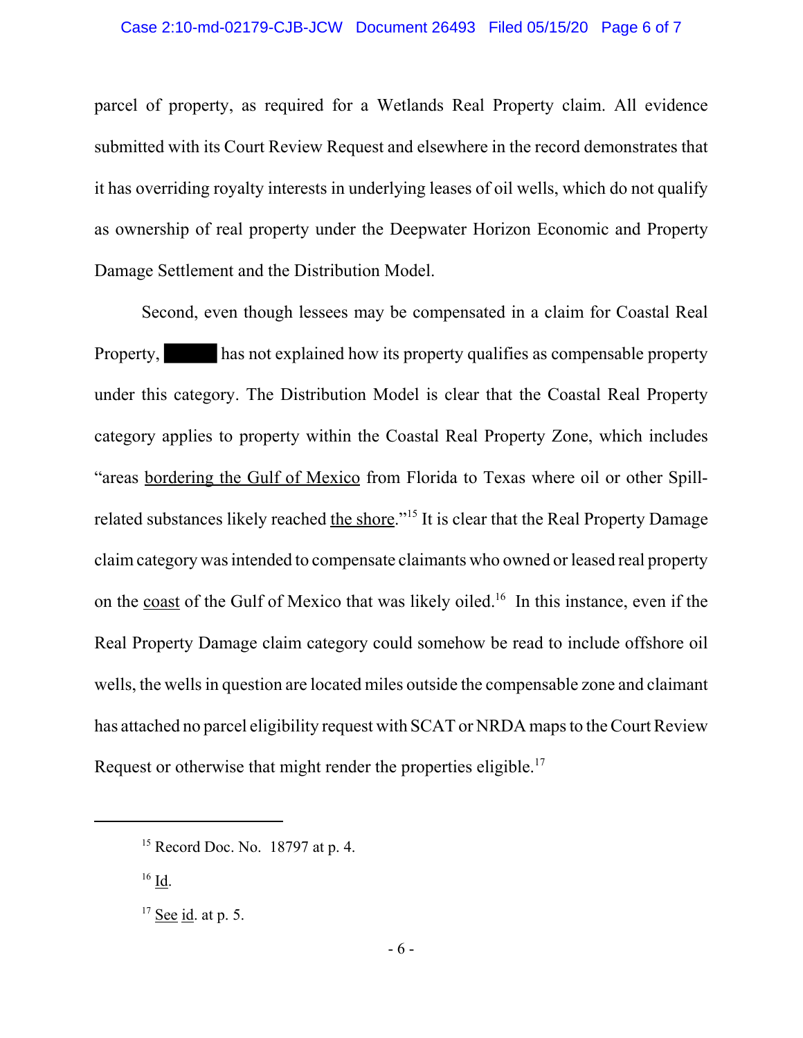parcel of property, as required for a Wetlands Real Property claim. All evidence submitted with its Court Review Request and elsewhere in the record demonstrates that it has overriding royalty interests in underlying leases of oil wells, which do not qualify as ownership of real property under the Deepwater Horizon Economic and Property Damage Settlement and the Distribution Model.

Second, even though lessees may be compensated in a claim for Coastal Real Property, ██████ has not explained how its property qualifies as compensable property under this category. The Distribution Model is clear that the Coastal Real Property category applies to property within the Coastal Real Property Zone, which includes "areas <u>bordering the Gulf of Mexico</u> from Florida to Texas where oil or other Spill-related substances likely reached <u>the shore</u>."[15] It is clear that the Real Property Damage claim category was intended to compensate claimants who owned or leased real property on the <u>coast</u> of the Gulf of Mexico that was likely oiled.[16] In this instance, even if the Real Property Damage claim category could somehow be read to include offshore oil wells, the wells in question are located miles outside the compensable zone and claimant has attached no parcel eligibility request with SCAT or NRDA maps to the Court Review Request or otherwise that might render the properties eligible.[17]

---

[15] Record Doc. No. 18797 at p. 4.

[16] <u>Id</u>.

[17] <u>See</u> <u>id</u>. at p. 5.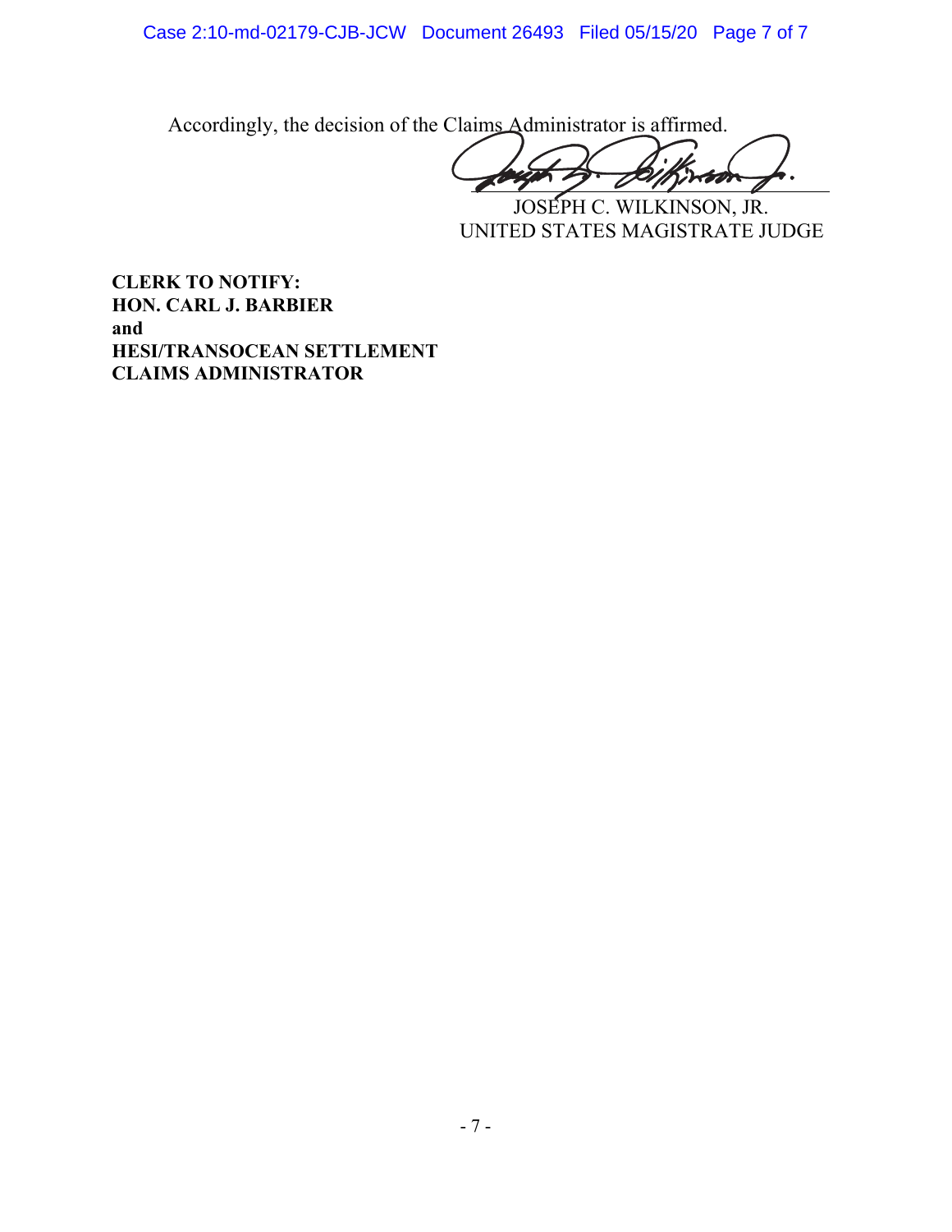Accordingly, the decision of the Claims Administrator is affirmed.

JOSEPH C. WILKINSON, JR.
UNITED STATES MAGISTRATE JUDGE

**CLERK TO NOTIFY:**
**HON. CARL J. BARBIER**
**and**
**HESI/TRANSOCEAN SETTLEMENT**
**CLAIMS ADMINISTRATOR**